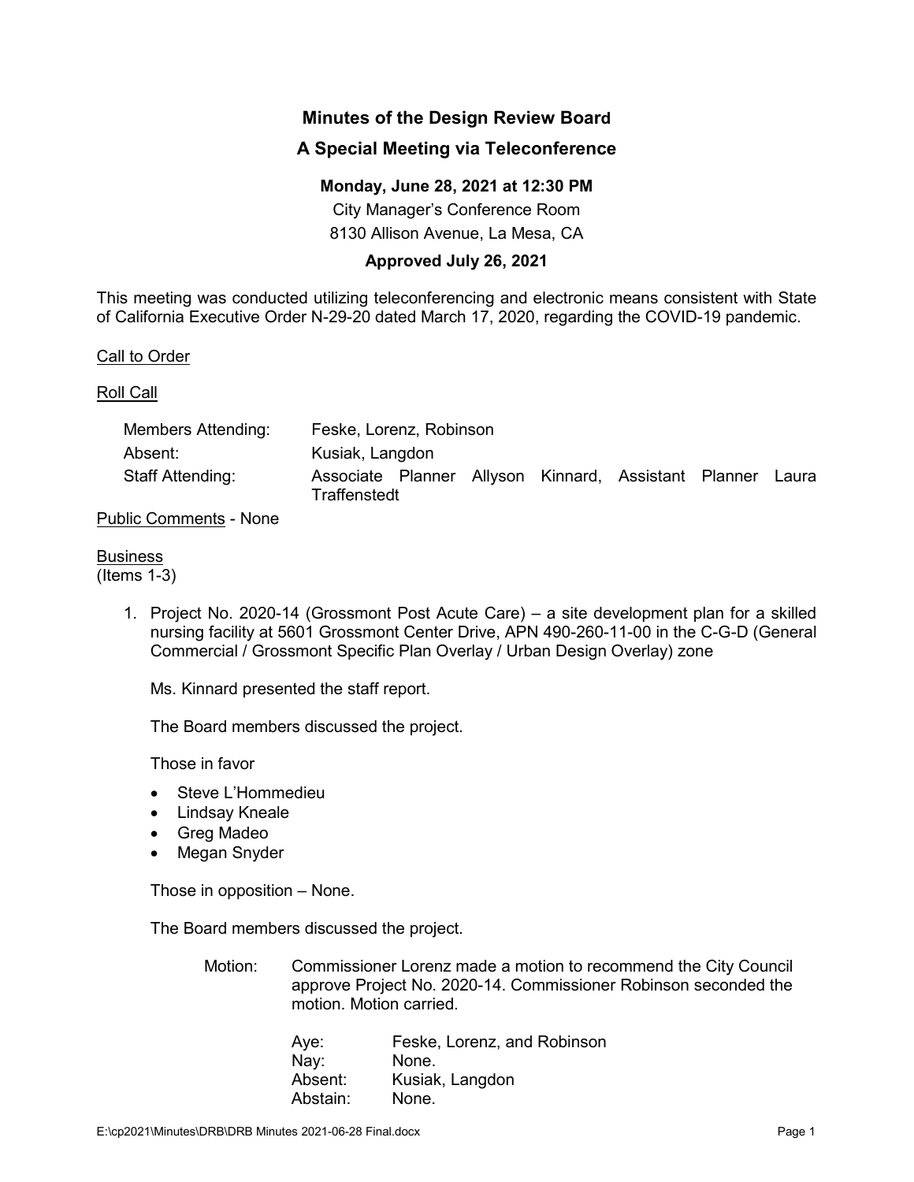# Minutes of the Design Review Board

## A Special Meeting via Teleconference

**Monday, June 28, 2021 at 12:30 PM**

City Manager's Conference Room

8130 Allison Avenue, La Mesa, CA

**Approved July 26, 2021**

This meeting was conducted utilizing teleconferencing and electronic means consistent with State of California Executive Order N-29-20 dated March 17, 2020, regarding the COVID-19 pandemic.

Call to Order

Roll Call

| | |
|---|---|
| Members Attending: | Feske, Lorenz, Robinson |
| Absent: | Kusiak, Langdon |
| Staff Attending: | Associate Planner Allyson Kinnard, Assistant Planner Laura Traffenstedt |

Public Comments - None

Business
(Items 1-3)

1. Project No. 2020-14 (Grossmont Post Acute Care) – a site development plan for a skilled nursing facility at 5601 Grossmont Center Drive, APN 490-260-11-00 in the C-G-D (General Commercial / Grossmont Specific Plan Overlay / Urban Design Overlay) zone

   Ms. Kinnard presented the staff report.

   The Board members discussed the project.

   Those in favor

   - Steve L'Hommedieu
   - Lindsay Kneale
   - Greg Madeo
   - Megan Snyder

   Those in opposition – None.

   The Board members discussed the project.

   Motion: Commissioner Lorenz made a motion to recommend the City Council approve Project No. 2020-14. Commissioner Robinson seconded the motion. Motion carried.

   | | |
   |---|---|
   | Aye: | Feske, Lorenz, and Robinson |
   | Nay: | None. |
   | Absent: | Kusiak, Langdon |
   | Abstain: | None. |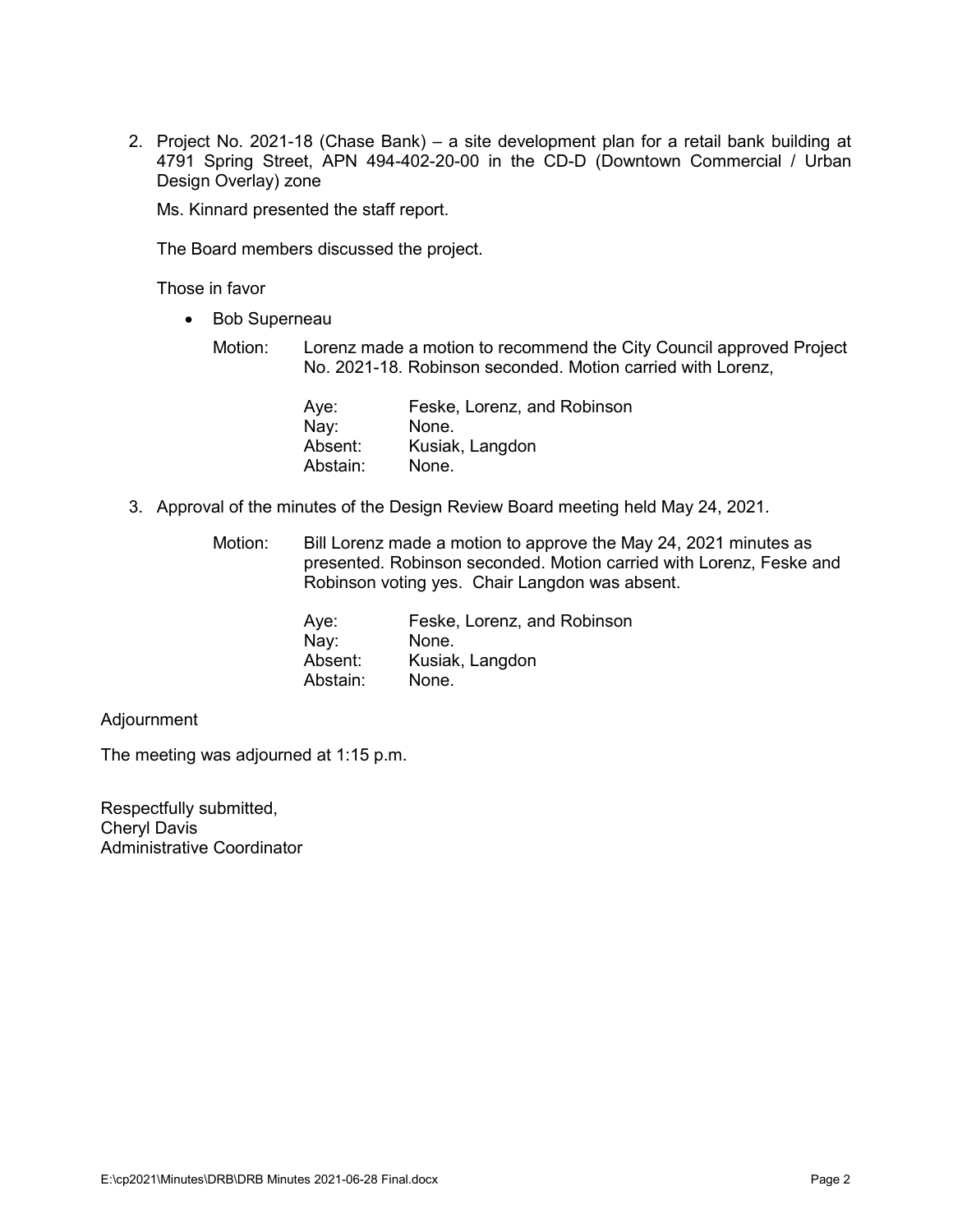2. Project No. 2021-18 (Chase Bank) – a site development plan for a retail bank building at 4791 Spring Street, APN 494-402-20-00 in the CD-D (Downtown Commercial / Urban Design Overlay) zone

   Ms. Kinnard presented the staff report.

   The Board members discussed the project.

   Those in favor

   - Bob Superneau

     Motion: Lorenz made a motion to recommend the City Council approved Project No. 2021-18. Robinson seconded. Motion carried with Lorenz,

     Aye: Feske, Lorenz, and Robinson
     Nay: None.
     Absent: Kusiak, Langdon
     Abstain: None.

3. Approval of the minutes of the Design Review Board meeting held May 24, 2021.

   Motion: Bill Lorenz made a motion to approve the May 24, 2021 minutes as presented. Robinson seconded. Motion carried with Lorenz, Feske and Robinson voting yes. Chair Langdon was absent.

   Aye: Feske, Lorenz, and Robinson
   Nay: None.
   Absent: Kusiak, Langdon
   Abstain: None.

Adjournment

The meeting was adjourned at 1:15 p.m.

Respectfully submitted,
Cheryl Davis
Administrative Coordinator